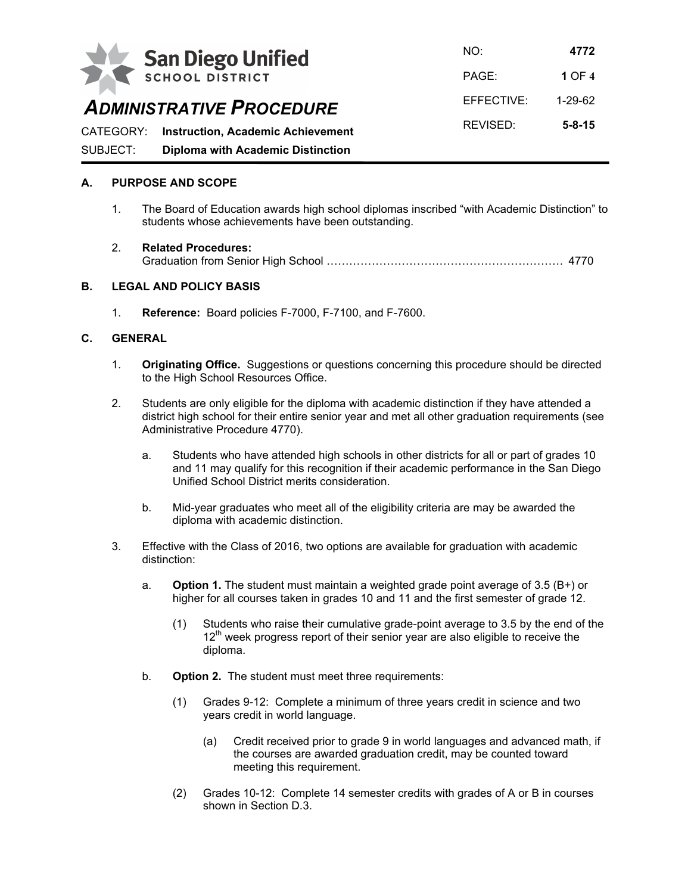**San Diego Unified**
**SCHOOL DISTRICT**

# ADMINISTRATIVE PROCEDURE

| NO: | **4772** |
| --- | --- |
| EFFECTIVE: | 1-29-62 |
| REVISED: | **5-8-15** |

CATEGORY: **Instruction, Academic Achievement**

SUBJECT: **Diploma with Academic Distinction**

## A. PURPOSE AND SCOPE

1. The Board of Education awards high school diplomas inscribed "with Academic Distinction" to students whose achievements have been outstanding.

2. **Related Procedures:**
   Graduation from Senior High School ………………………………………………………… 4770

## B. LEGAL AND POLICY BASIS

1. **Reference:** Board policies F-7000, F-7100, and F-7600.

## C. GENERAL

1. **Originating Office.** Suggestions or questions concerning this procedure should be directed to the High School Resources Office.

2. Students are only eligible for the diploma with academic distinction if they have attended a district high school for their entire senior year and met all other graduation requirements (see Administrative Procedure 4770).

   a. Students who have attended high schools in other districts for all or part of grades 10 and 11 may qualify for this recognition if their academic performance in the San Diego Unified School District merits consideration.

   b. Mid-year graduates who meet all of the eligibility criteria are may be awarded the diploma with academic distinction.

3. Effective with the Class of 2016, two options are available for graduation with academic distinction:

   a. **Option 1.** The student must maintain a weighted grade point average of 3.5 (B+) or higher for all courses taken in grades 10 and 11 and the first semester of grade 12.

      (1) Students who raise their cumulative grade-point average to 3.5 by the end of the 12th week progress report of their senior year are also eligible to receive the diploma.

   b. **Option 2.** The student must meet three requirements:

      (1) Grades 9-12: Complete a minimum of three years credit in science and two years credit in world language.

         (a) Credit received prior to grade 9 in world languages and advanced math, if the courses are awarded graduation credit, may be counted toward meeting this requirement.

      (2) Grades 10-12: Complete 14 semester credits with grades of A or B in courses shown in Section D.3.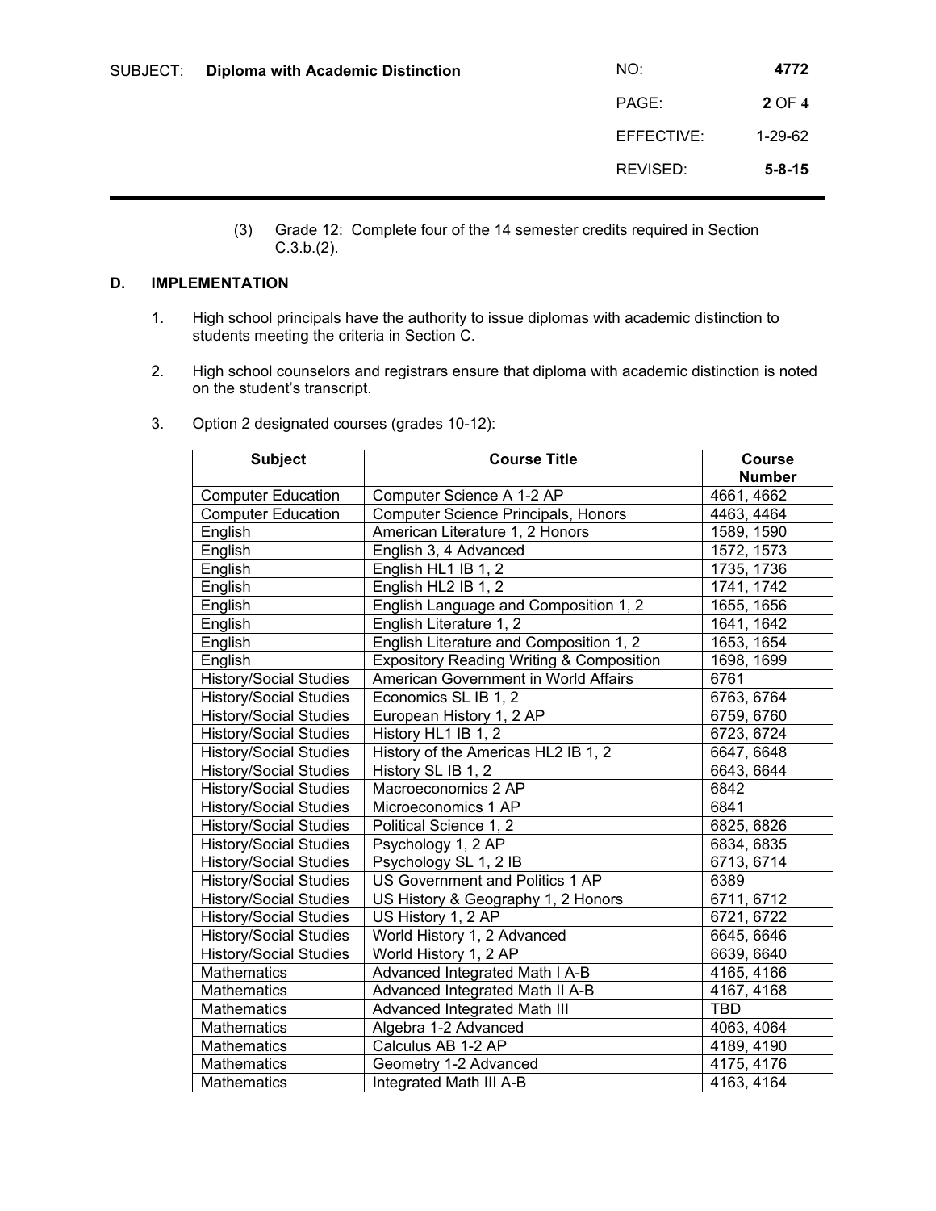(3) Grade 12: Complete four of the 14 semester credits required in Section C.3.b.(2).

## D. IMPLEMENTATION

1. High school principals have the authority to issue diplomas with academic distinction to students meeting the criteria in Section C.

2. High school counselors and registrars ensure that diploma with academic distinction is noted on the student's transcript.

3. Option 2 designated courses (grades 10-12):

| Subject | Course Title | Course Number |
|---|---|---|
| Computer Education | Computer Science A 1-2 AP | 4661, 4662 |
| Computer Education | Computer Science Principals, Honors | 4463, 4464 |
| English | American Literature 1, 2 Honors | 1589, 1590 |
| English | English 3, 4 Advanced | 1572, 1573 |
| English | English HL1 IB 1, 2 | 1735, 1736 |
| English | English HL2 IB 1, 2 | 1741, 1742 |
| English | English Language and Composition 1, 2 | 1655, 1656 |
| English | English Literature 1, 2 | 1641, 1642 |
| English | English Literature and Composition 1, 2 | 1653, 1654 |
| English | Expository Reading Writing & Composition | 1698, 1699 |
| History/Social Studies | American Government in World Affairs | 6761 |
| History/Social Studies | Economics SL IB 1, 2 | 6763, 6764 |
| History/Social Studies | European History 1, 2 AP | 6759, 6760 |
| History/Social Studies | History HL1 IB 1, 2 | 6723, 6724 |
| History/Social Studies | History of the Americas HL2 IB 1, 2 | 6647, 6648 |
| History/Social Studies | History SL IB 1, 2 | 6643, 6644 |
| History/Social Studies | Macroeconomics 2 AP | 6842 |
| History/Social Studies | Microeconomics 1 AP | 6841 |
| History/Social Studies | Political Science 1, 2 | 6825, 6826 |
| History/Social Studies | Psychology 1, 2 AP | 6834, 6835 |
| History/Social Studies | Psychology SL 1, 2 IB | 6713, 6714 |
| History/Social Studies | US Government and Politics 1 AP | 6389 |
| History/Social Studies | US History & Geography 1, 2 Honors | 6711, 6712 |
| History/Social Studies | US History 1, 2 AP | 6721, 6722 |
| History/Social Studies | World History 1, 2 Advanced | 6645, 6646 |
| History/Social Studies | World History 1, 2 AP | 6639, 6640 |
| Mathematics | Advanced Integrated Math I A-B | 4165, 4166 |
| Mathematics | Advanced Integrated Math II A-B | 4167, 4168 |
| Mathematics | Advanced Integrated Math III | TBD |
| Mathematics | Algebra 1-2 Advanced | 4063, 4064 |
| Mathematics | Calculus AB 1-2 AP | 4189, 4190 |
| Mathematics | Geometry 1-2 Advanced | 4175, 4176 |
| Mathematics | Integrated Math III A-B | 4163, 4164 |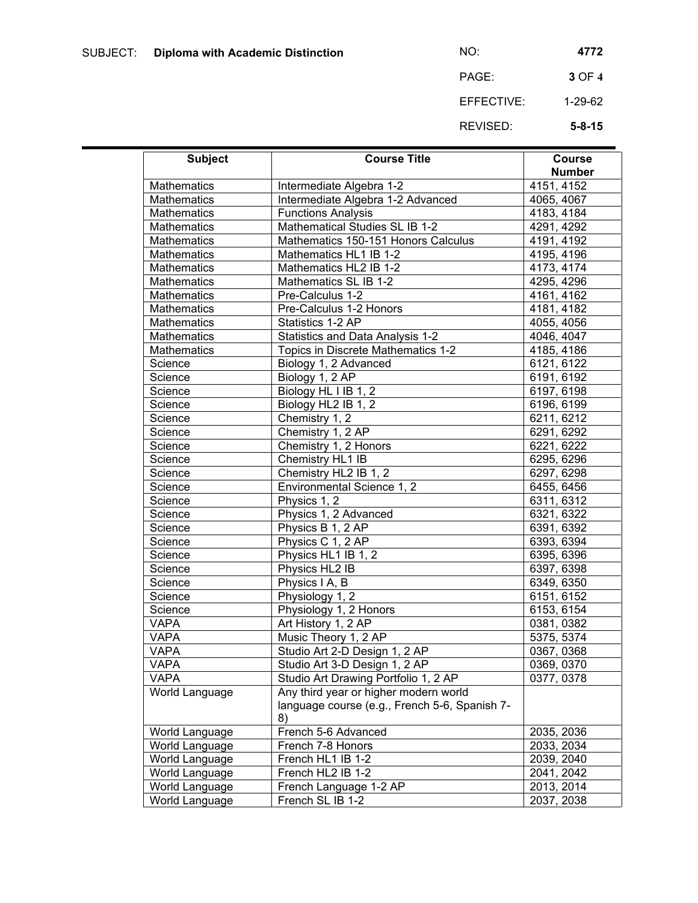| Subject | Course Title | Course Number |
|---|---|---|
| Mathematics | Intermediate Algebra 1-2 | 4151, 4152 |
| Mathematics | Intermediate Algebra 1-2 Advanced | 4065, 4067 |
| Mathematics | Functions Analysis | 4183, 4184 |
| Mathematics | Mathematical Studies SL IB 1-2 | 4291, 4292 |
| Mathematics | Mathematics 150-151 Honors Calculus | 4191, 4192 |
| Mathematics | Mathematics HL1 IB 1-2 | 4195, 4196 |
| Mathematics | Mathematics HL2 IB 1-2 | 4173, 4174 |
| Mathematics | Mathematics SL IB 1-2 | 4295, 4296 |
| Mathematics | Pre-Calculus 1-2 | 4161, 4162 |
| Mathematics | Pre-Calculus 1-2 Honors | 4181, 4182 |
| Mathematics | Statistics 1-2 AP | 4055, 4056 |
| Mathematics | Statistics and Data Analysis 1-2 | 4046, 4047 |
| Mathematics | Topics in Discrete Mathematics 1-2 | 4185, 4186 |
| Science | Biology 1, 2 Advanced | 6121, 6122 |
| Science | Biology 1, 2 AP | 6191, 6192 |
| Science | Biology HL I IB 1, 2 | 6197, 6198 |
| Science | Biology HL2 IB 1, 2 | 6196, 6199 |
| Science | Chemistry 1, 2 | 6211, 6212 |
| Science | Chemistry 1, 2 AP | 6291, 6292 |
| Science | Chemistry 1, 2 Honors | 6221, 6222 |
| Science | Chemistry HL1 IB | 6295, 6296 |
| Science | Chemistry HL2 IB 1, 2 | 6297, 6298 |
| Science | Environmental Science 1, 2 | 6455, 6456 |
| Science | Physics 1, 2 | 6311, 6312 |
| Science | Physics 1, 2 Advanced | 6321, 6322 |
| Science | Physics B 1, 2 AP | 6391, 6392 |
| Science | Physics C 1, 2 AP | 6393, 6394 |
| Science | Physics HL1 IB 1, 2 | 6395, 6396 |
| Science | Physics HL2 IB | 6397, 6398 |
| Science | Physics I A, B | 6349, 6350 |
| Science | Physiology 1, 2 | 6151, 6152 |
| Science | Physiology 1, 2 Honors | 6153, 6154 |
| VAPA | Art History 1, 2 AP | 0381, 0382 |
| VAPA | Music Theory 1, 2 AP | 5375, 5374 |
| VAPA | Studio Art 2-D Design 1, 2 AP | 0367, 0368 |
| VAPA | Studio Art 3-D Design 1, 2 AP | 0369, 0370 |
| VAPA | Studio Art Drawing Portfolio 1, 2 AP | 0377, 0378 |
| World Language | Any third year or higher modern world language course (e.g., French 5-6, Spanish 7-8) | |
| World Language | French 5-6 Advanced | 2035, 2036 |
| World Language | French 7-8 Honors | 2033, 2034 |
| World Language | French HL1 IB 1-2 | 2039, 2040 |
| World Language | French HL2 IB 1-2 | 2041, 2042 |
| World Language | French Language 1-2 AP | 2013, 2014 |
| World Language | French SL IB 1-2 | 2037, 2038 |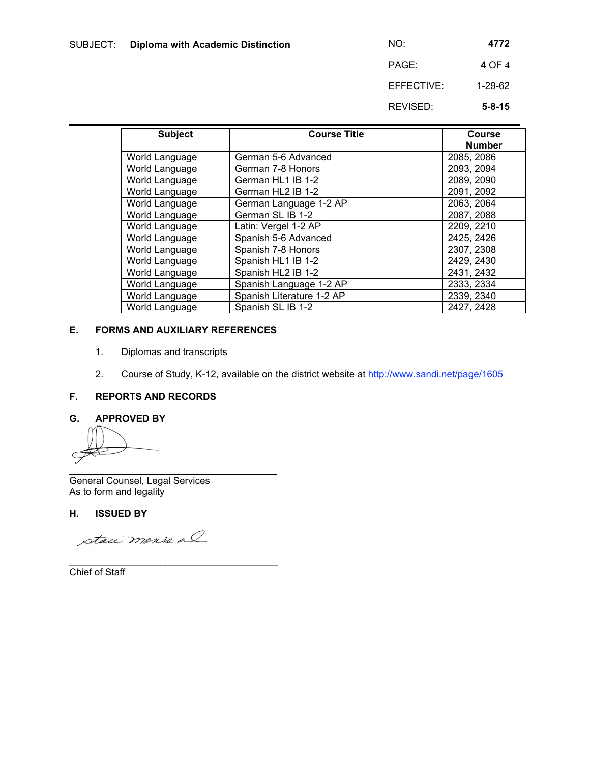| Subject | Course Title | Course Number |
|---|---|---|
| World Language | German 5-6 Advanced | 2085, 2086 |
| World Language | German 7-8 Honors | 2093, 2094 |
| World Language | German HL1 IB 1-2 | 2089, 2090 |
| World Language | German HL2 IB 1-2 | 2091, 2092 |
| World Language | German Language 1-2 AP | 2063, 2064 |
| World Language | German SL IB 1-2 | 2087, 2088 |
| World Language | Latin: Vergel 1-2 AP | 2209, 2210 |
| World Language | Spanish 5-6 Advanced | 2425, 2426 |
| World Language | Spanish 7-8 Honors | 2307, 2308 |
| World Language | Spanish HL1 IB 1-2 | 2429, 2430 |
| World Language | Spanish HL2 IB 1-2 | 2431, 2432 |
| World Language | Spanish Language 1-2 AP | 2333, 2334 |
| World Language | Spanish Literature 1-2 AP | 2339, 2340 |
| World Language | Spanish SL IB 1-2 | 2427, 2428 |

## E. FORMS AND AUXILIARY REFERENCES

1. Diplomas and transcripts
2. Course of Study, K-12, available on the district website at http://www.sandi.net/page/1605

## F. REPORTS AND RECORDS

## G. APPROVED BY

General Counsel, Legal Services
As to form and legality

## H. ISSUED BY

Chief of Staff